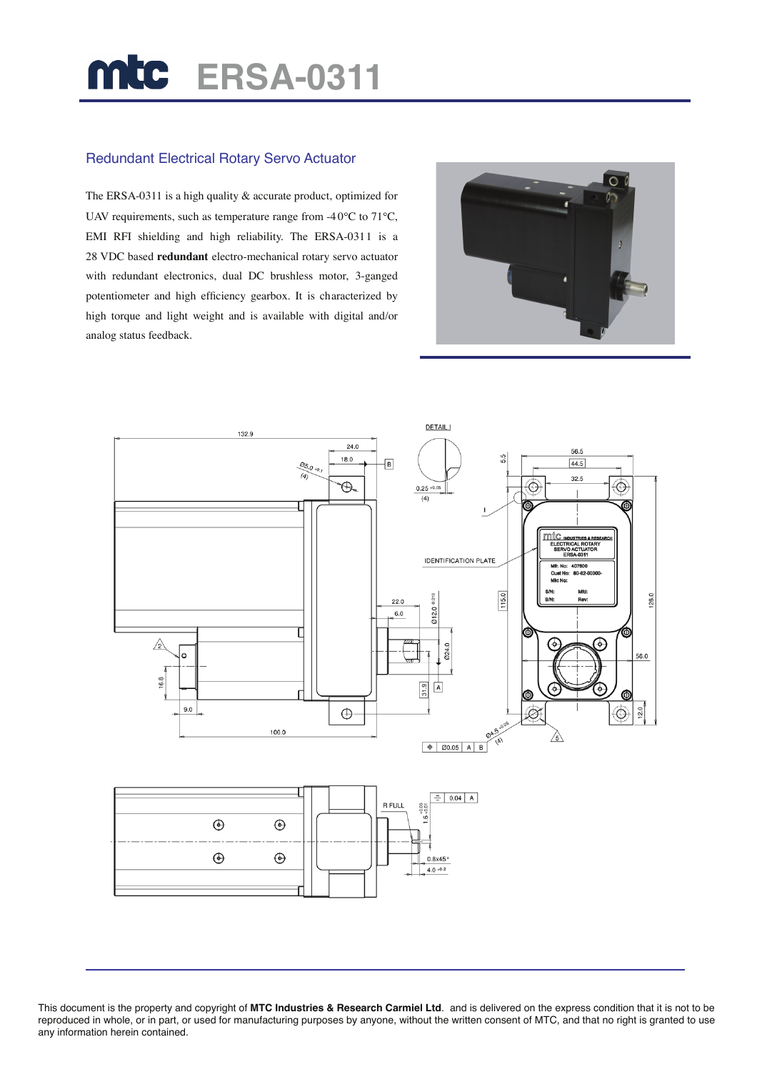# mtc ERSA-0311

## Redundant Electrical Rotary Servo Actuator

The ERSA-0311 is a high quality & accurate product, optimized for UAV requirements, such as temperature range from -40°C to 71°C, EMI RFI shielding and high reliability. The ERSA-0311 is a 28 VDC based **redundant** electro-mechanical rotary servo actuator with redundant electronics, dual DC brushless motor, 3-ganged potentiometer and high efficiency gearbox. It is characterized by high torque and light weight and is available with digital and/or analog status feedback.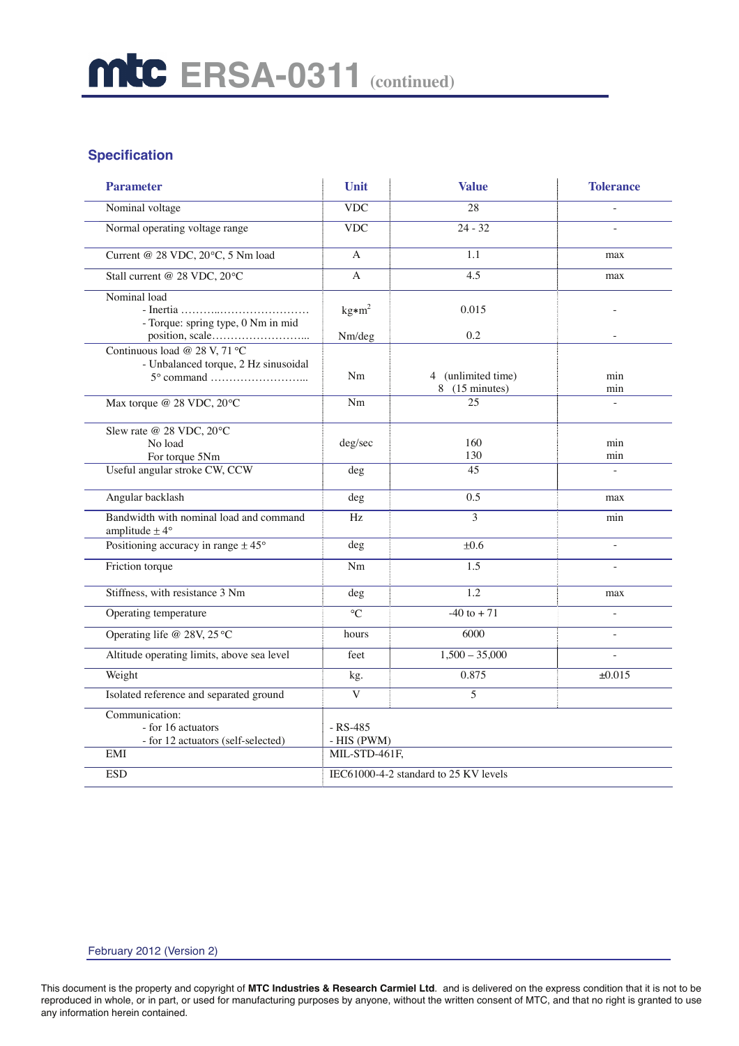# mtc ERSA-0311 (continued)

## Specification

| Parameter | Unit | Value | Tolerance |
|---|---|---|---|
| Nominal voltage | VDC | 28 | - |
| Normal operating voltage range | VDC | 24 - 32 | - |
| Current @ 28 VDC, 20°C, 5 Nm load | A | 1.1 | max |
| Stall current @ 28 VDC, 20°C | A | 4.5 | max |
| Nominal load<br>- Inertia ……….……………………<br>- Torque: spring type, 0 Nm in mid position, scale……………………... | <br>$kg*m^2$<br>Nm/deg | <br>0.015<br>0.2 | <br>-<br>- |
| Continuous load @ 28 V, 71 °C<br>- Unbalanced torque, 2 Hz sinusoidal 5° command ……………………... | Nm | 4 (unlimited time)<br>8 (15 minutes) | min<br>min |
| Max torque @ 28 VDC, 20°C | Nm | 25 | - |
| Slew rate @ 28 VDC, 20°C<br>No load<br>For torque 5Nm | deg/sec | 160<br>130 | min<br>min |
| Useful angular stroke CW, CCW | deg | 45 | - |
| Angular backlash | deg | 0.5 | max |
| Bandwidth with nominal load and command amplitude ± 4° | Hz | 3 | min |
| Positioning accuracy in range ± 45° | deg | ±0.6 | - |
| Friction torque | Nm | 1.5 | - |
| Stiffness, with resistance 3 Nm | deg | 1.2 | max |
| Operating temperature | °C | -40 to + 71 | - |
| Operating life @ 28V, 25 °C | hours | 6000 | - |
| Altitude operating limits, above sea level | feet | 1,500 – 35,000 | - |
| Weight | kg. | 0.875 | ±0.015 |
| Isolated reference and separated ground | V | 5 | |
| Communication:<br>- for 16 actuators<br>- for 12 actuators (self-selected) | <br>- RS-485<br>- HIS (PWM) | | |
| EMI | MIL-STD-461F, | | |
| ESD | IEC61000-4-2 standard to 25 KV levels | | |

February 2012 (Version 2)

This document is the property and copyright of **MTC Industries & Research Carmiel Ltd**. and is delivered on the express condition that it is not to be reproduced in whole, or in part, or used for manufacturing purposes by anyone, without the written consent of MTC, and that no right is granted to use any information herein contained.